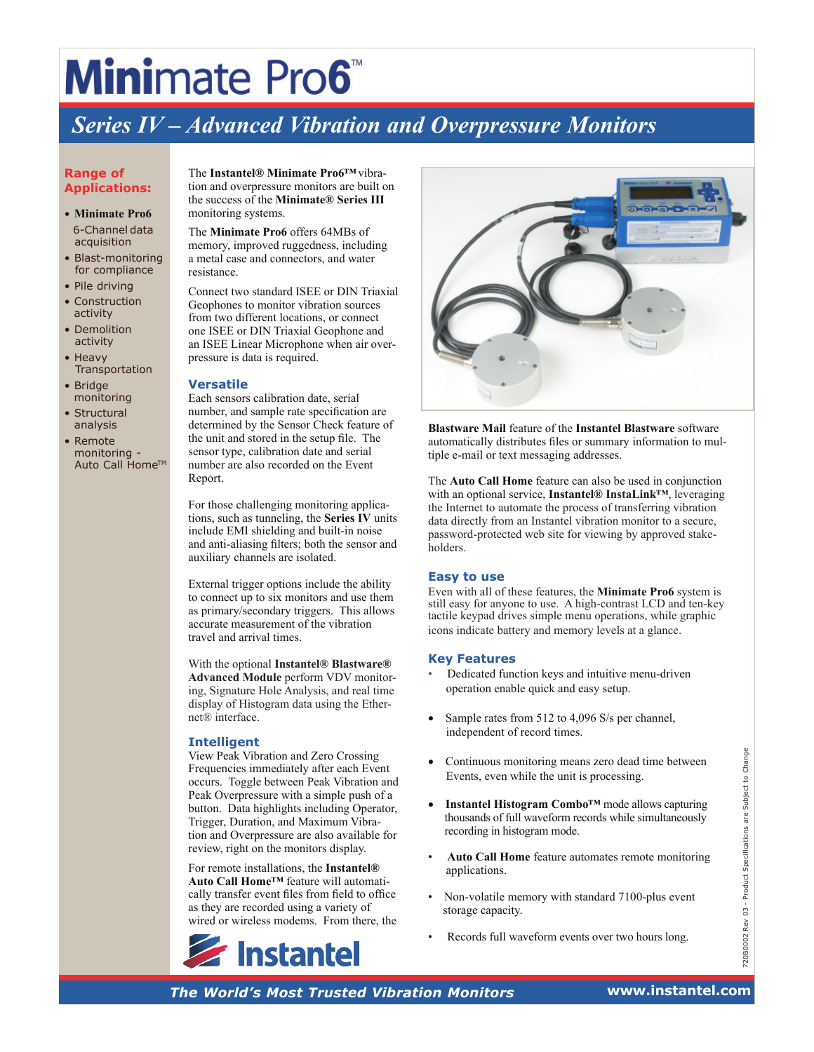# Minimate Pro6™

## *Series IV – Advanced Vibration and Overpressure Monitors*

### Range of Applications:

- **Minimate Pro6** 6-Channel data acquisition
- Blast-monitoring for compliance
- Pile driving
- Construction activity
- Demolition activity
- Heavy Transportation
- Bridge monitoring
- Structural analysis
- Remote monitoring - Auto Call Home™

The **Instantel® Minimate Pro6™** vibration and overpressure monitors are built on the success of the **Minimate® Series III** monitoring systems.

The **Minimate Pro6** offers 64MBs of memory, improved ruggedness, including a metal case and connectors, and water resistance.

Connect two standard ISEE or DIN Triaxial Geophones to monitor vibration sources from two different locations, or connect one ISEE or DIN Triaxial Geophone and an ISEE Linear Microphone when air overpressure is data is required.

### Versatile

Each sensors calibration date, serial number, and sample rate specification are determined by the Sensor Check feature of the unit and stored in the setup file. The sensor type, calibration date and serial number are also recorded on the Event Report.

For those challenging monitoring applications, such as tunneling, the **Series IV** units include EMI shielding and built-in noise and anti-aliasing filters; both the sensor and auxiliary channels are isolated.

External trigger options include the ability to connect up to six monitors and use them as primary/secondary triggers. This allows accurate measurement of the vibration travel and arrival times.

With the optional **Instantel® Blastware® Advanced Module** perform VDV monitoring, Signature Hole Analysis, and real time display of Histogram data using the Ethernet® interface.

### Intelligent

View Peak Vibration and Zero Crossing Frequencies immediately after each Event occurs. Toggle between Peak Vibration and Peak Overpressure with a simple push of a button. Data highlights including Operator, Trigger, Duration, and Maximum Vibration and Overpressure are also available for review, right on the monitors display.

For remote installations, the **Instantel® Auto Call Home™** feature will automatically transfer event files from field to office as they are recorded using a variety of wired or wireless modems. From there, the **Blastware Mail** feature of the **Instantel Blastware** software automatically distributes files or summary information to multiple e-mail or text messaging addresses.

The **Auto Call Home** feature can also be used in conjunction with an optional service, **Instantel® InstaLink™**, leveraging the Internet to automate the process of transferring vibration data directly from an Instantel vibration monitor to a secure, password-protected web site for viewing by approved stakeholders.

### Easy to use

Even with all of these features, the **Minimate Pro6** system is still easy for anyone to use. A high-contrast LCD and ten-key tactile keypad drives simple menu operations, while graphic icons indicate battery and memory levels at a glance.

### Key Features

- Dedicated function keys and intuitive menu-driven operation enable quick and easy setup.
- Sample rates from 512 to 4,096 S/s per channel, independent of record times.
- Continuous monitoring means zero dead time between Events, even while the unit is processing.
- **Instantel Histogram Combo™** mode allows capturing thousands of full waveform records while simultaneously recording in histogram mode.
- **Auto Call Home** feature automates remote monitoring applications.
- Non-volatile memory with standard 7100-plus event storage capacity.
- Records full waveform events over two hours long.

Instantel

*The World's Most Trusted Vibration Monitors* www.instantel.com

720B0002 Rev 03 - Product Specifications are Subject to Change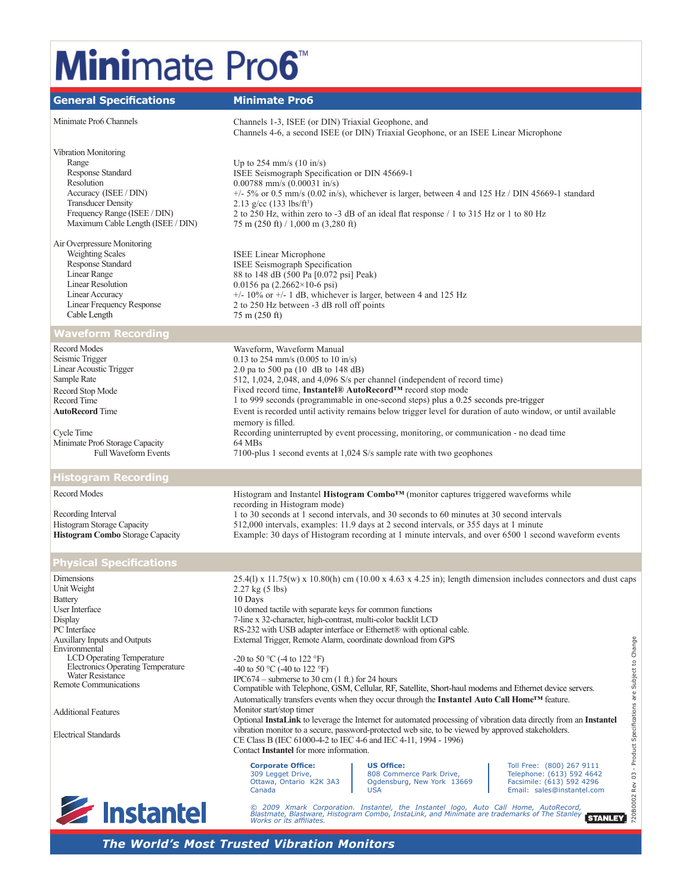# Minimate Pro6™

| General Specifications | Minimate Pro6 |
|---|---|
| Minimate Pro6 Channels | Channels 1-3, ISEE (or DIN) Triaxial Geophone, and Channels 4-6, a second ISEE (or DIN) Triaxial Geophone, or an ISEE Linear Microphone |
| **Vibration Monitoring** | |
| Range | Up to 254 mm/s (10 in/s) |
| Response Standard | ISEE Seismograph Specification or DIN 45669-1 |
| Resolution | 0.00788 mm/s (0.00031 in/s) |
| Accuracy (ISEE / DIN) | +/- 5% or 0.5 mm/s (0.02 in/s), whichever is larger, between 4 and 125 Hz / DIN 45669-1 standard |
| Transducer Density | 2.13 g/cc (133 lbs/ft$^3$) |
| Frequency Range (ISEE / DIN) | 2 to 250 Hz, within zero to -3 dB of an ideal flat response / 1 to 315 Hz or 1 to 80 Hz |
| Maximum Cable Length (ISEE / DIN) | 75 m (250 ft) / 1,000 m (3,280 ft) |
| **Air Overpressure Monitoring** | |
| Weighting Scales | ISEE Linear Microphone |
| Response Standard | ISEE Seismograph Specification |
| Linear Range | 88 to 148 dB (500 Pa [0.072 psi] Peak) |
| Linear Resolution | 0.0156 pa ($2.2662\times10^{-6}$ psi) |
| Linear Accuracy | +/- 10% or +/- 1 dB, whichever is larger, between 4 and 125 Hz |
| Linear Frequency Response | 2 to 250 Hz between -3 dB roll off points |
| Cable Length | 75 m (250 ft) |

## Waveform Recording

| | |
|---|---|
| Record Modes | Waveform, Waveform Manual |
| Seismic Trigger | 0.13 to 254 mm/s (0.005 to 10 in/s) |
| Linear Acoustic Trigger | 2.0 pa to 500 pa (10 dB to 148 dB) |
| Sample Rate | 512, 1,024, 2,048, and 4,096 S/s per channel (independent of record time) |
| Record Stop Mode | Fixed record time, **Instantel® AutoRecord™** record stop mode |
| Record Time | 1 to 999 seconds (programmable in one-second steps) plus a 0.25 seconds pre-trigger |
| **AutoRecord** Time | Event is recorded until activity remains below trigger level for duration of auto window, or until available memory is filled. |
| Cycle Time | Recording uninterrupted by event processing, monitoring, or communication - no dead time |
| Minimate Pro6 Storage Capacity | 64 MBs |
| Full Waveform Events | 7100-plus 1 second events at 1,024 S/s sample rate with two geophones |

## Histogram Recording

| | |
|---|---|
| Record Modes | Histogram and Instantel **Histogram Combo™** (monitor captures triggered waveforms while recording in Histogram mode) |
| Recording Interval | 1 to 30 seconds at 1 second intervals, and 30 seconds to 60 minutes at 30 second intervals |
| Histogram Storage Capacity | 512,000 intervals, examples: 11.9 days at 2 second intervals, or 355 days at 1 minute |
| **Histogram Combo** Storage Capacity | Example: 30 days of Histogram recording at 1 minute intervals, and over 6500 1 second waveform events |

## Physical Specifications

| | |
|---|---|
| Dimensions | 25.4(l) x 11.75(w) x 10.80(h) cm (10.00 x 4.63 x 4.25 in); length dimension includes connectors and dust caps |
| Unit Weight | 2.27 kg (5 lbs) |
| Battery | 10 Days |
| User Interface | 10 domed tactile with separate keys for common functions |
| Display | 7-line x 32-character, high-contrast, multi-color backlit LCD |
| PC Interface | RS-232 with USB adapter interface or Ethernet® with optional cable. |
| Auxillary Inputs and Outputs | External Trigger, Remote Alarm, coordinate download from GPS |
| **Environmental** | |
| LCD Operating Temperature | -20 to 50 °C (-4 to 122 °F) |
| Electronics Operating Temperature | -40 to 50 °C (-40 to 122 °F) |
| Water Resistance | IPC674 – submerse to 30 cm (1 ft.) for 24 hours |
| Remote Communications | Compatible with Telephone, GSM, Cellular, RF, Satellite, Short-haul modems and Ethernet device servers. Automatically transfers events when they occur through the **Instantel Auto Call Home™** feature. |
| Additional Features | Monitor start/stop timer<br>Optional **InstaLink** to leverage the Internet for automated processing of vibration data directly from an **Instantel** vibration monitor to a secure, password-protected web site, to be viewed by approved stakeholders. |
| Electrical Standards | CE Class B (IEC 61000-4-2 to IEC 4-6 and IEC 4-11, 1994 - 1996)<br>Contact **Instantel** for more information. |

**Corporate Office:**
309 Legget Drive,
Ottawa, Ontario K2K 3A3
Canada

**US Office:**
808 Commerce Park Drive,
Ogdensburg, New York 13669
USA

Toll Free: (800) 267 9111
Telephone: (613) 592 4642
Facsimile: (613) 592 4296
Email: sales@instantel.com

Instantel

*© 2009 Xmark Corporation. Instantel, the Instantel logo, Auto Call Home, AutoRecord, Blastmate, Blastware, Histogram Combo, InstaLink, and Minimate are trademarks of The Stanley Works or its affiliates.*

STANLEY

720B0002 Rev 03 - Product Specifications are Subject to Change

*The World's Most Trusted Vibration Monitors*